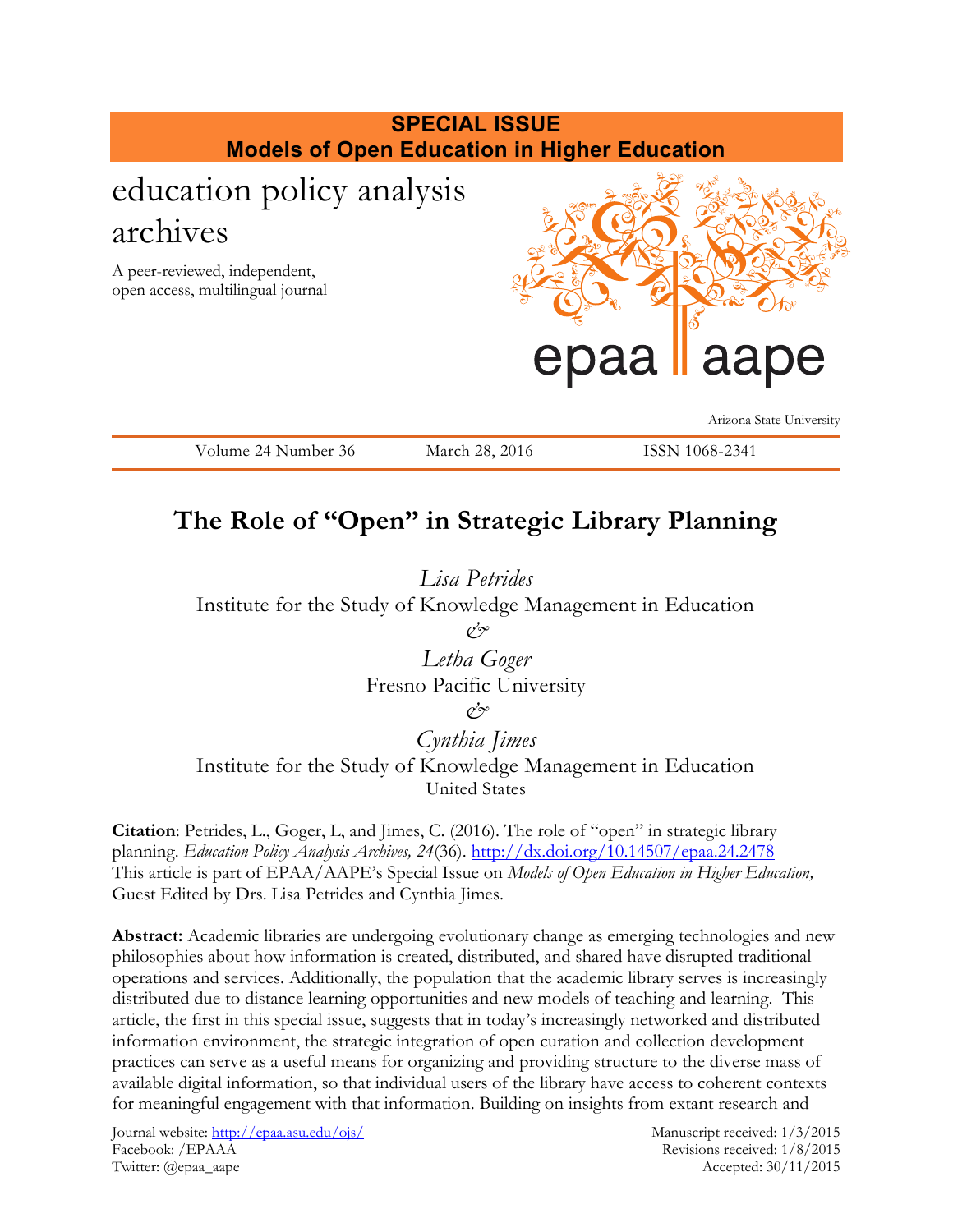**SPECIAL ISSUE**
**Models of Open Education in Higher Education**

education policy analysis archives

A peer-reviewed, independent, open access, multilingual journal

epaa aape

Arizona State University

Volume 24 Number 36 March 28, 2016 ISSN 1068-2341

# The Role of "Open" in Strategic Library Planning

*Lisa Petrides*
Institute for the Study of Knowledge Management in Education
*&*
*Letha Goger*
Fresno Pacific University
*&*
*Cynthia Jimes*
Institute for the Study of Knowledge Management in Education
United States

**Citation**: Petrides, L., Goger, L, and Jimes, C. (2016). The role of "open" in strategic library planning. *Education Policy Analysis Archives, 24*(36). http://dx.doi.org/10.14507/epaa.24.2478
This article is part of EPAA/AAPE's Special Issue on *Models of Open Education in Higher Education,* Guest Edited by Drs. Lisa Petrides and Cynthia Jimes.

**Abstract:** Academic libraries are undergoing evolutionary change as emerging technologies and new philosophies about how information is created, distributed, and shared have disrupted traditional operations and services. Additionally, the population that the academic library serves is increasingly distributed due to distance learning opportunities and new models of teaching and learning. This article, the first in this special issue, suggests that in today's increasingly networked and distributed information environment, the strategic integration of open curation and collection development practices can serve as a useful means for organizing and providing structure to the diverse mass of available digital information, so that individual users of the library have access to coherent contexts for meaningful engagement with that information. Building on insights from extant research and

Journal website: http://epaa.asu.edu/ojs/
Facebook: /EPAAA
Twitter: @epaa_aape

Manuscript received: 1/3/2015
Revisions received: 1/8/2015
Accepted: 30/11/2015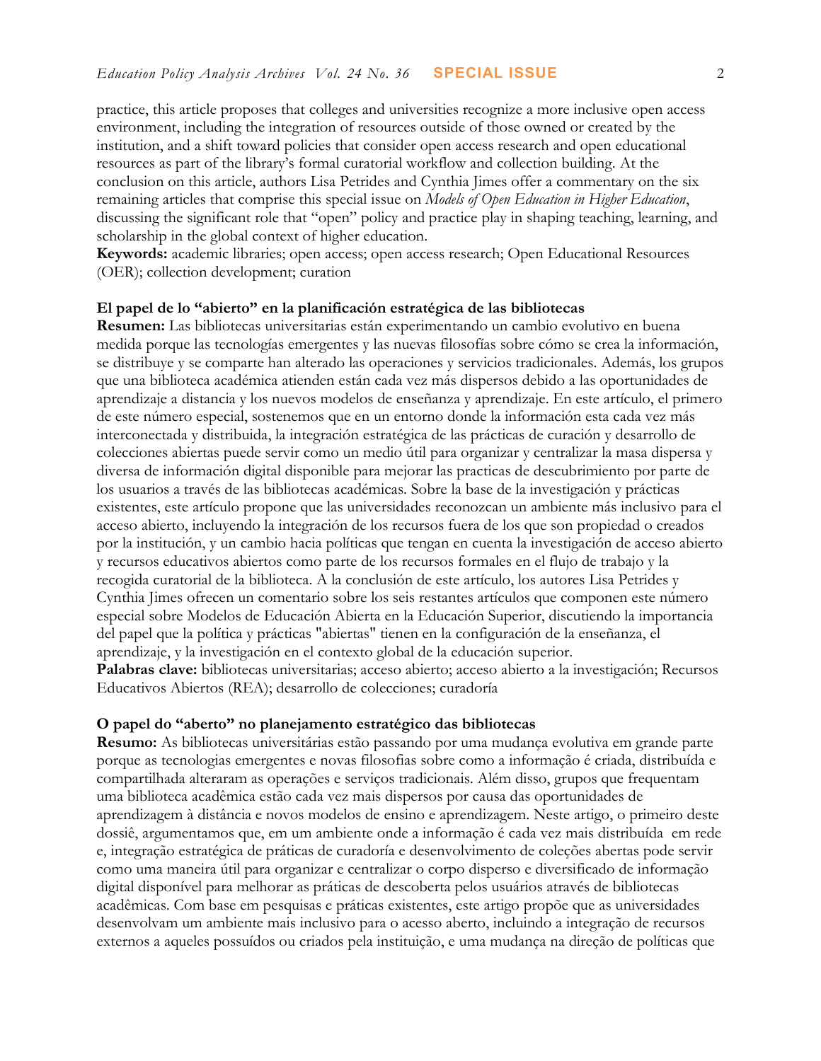practice, this article proposes that colleges and universities recognize a more inclusive open access environment, including the integration of resources outside of those owned or created by the institution, and a shift toward policies that consider open access research and open educational resources as part of the library's formal curatorial workflow and collection building. At the conclusion on this article, authors Lisa Petrides and Cynthia Jimes offer a commentary on the six remaining articles that comprise this special issue on *Models of Open Education in Higher Education*, discussing the significant role that "open" policy and practice play in shaping teaching, learning, and scholarship in the global context of higher education.
**Keywords:** academic libraries; open access; open access research; Open Educational Resources (OER); collection development; curation

**El papel de lo "abierto" en la planificación estratégica de las bibliotecas**
**Resumen:** Las bibliotecas universitarias están experimentando un cambio evolutivo en buena medida porque las tecnologías emergentes y las nuevas filosofías sobre cómo se crea la información, se distribuye y se comparte han alterado las operaciones y servicios tradicionales. Además, los grupos que una biblioteca académica atienden están cada vez más dispersos debido a las oportunidades de aprendizaje a distancia y los nuevos modelos de enseñanza y aprendizaje. En este artículo, el primero de este número especial, sostenemos que en un entorno donde la información esta cada vez más interconectada y distribuida, la integración estratégica de las prácticas de curación y desarrollo de colecciones abiertas puede servir como un medio útil para organizar y centralizar la masa dispersa y diversa de información digital disponible para mejorar las practicas de descubrimiento por parte de los usuarios a través de las bibliotecas académicas. Sobre la base de la investigación y prácticas existentes, este artículo propone que las universidades reconozcan un ambiente más inclusivo para el acceso abierto, incluyendo la integración de los recursos fuera de los que son propiedad o creados por la institución, y un cambio hacia políticas que tengan en cuenta la investigación de acceso abierto y recursos educativos abiertos como parte de los recursos formales en el flujo de trabajo y la recogida curatorial de la biblioteca. A la conclusión de este artículo, los autores Lisa Petrides y Cynthia Jimes ofrecen un comentario sobre los seis restantes artículos que componen este número especial sobre Modelos de Educación Abierta en la Educación Superior, discutiendo la importancia del papel que la política y prácticas "abiertas" tienen en la configuración de la enseñanza, el aprendizaje, y la investigación en el contexto global de la educación superior.
**Palabras clave:** bibliotecas universitarias; acceso abierto; acceso abierto a la investigación; Recursos Educativos Abiertos (REA); desarrollo de colecciones; curadoría

**O papel do "aberto" no planejamento estratégico das bibliotecas**
**Resumo:** As bibliotecas universitárias estão passando por uma mudança evolutiva em grande parte porque as tecnologias emergentes e novas filosofias sobre como a informação é criada, distribuída e compartilhada alteraram as operações e serviços tradicionais. Além disso, grupos que frequentam uma biblioteca acadêmica estão cada vez mais dispersos por causa das oportunidades de aprendizagem à distância e novos modelos de ensino e aprendizagem. Neste artigo, o primeiro deste dossiê, argumentamos que, em um ambiente onde a informação é cada vez mais distribuída em rede e, integração estratégica de práticas de curadoría e desenvolvimento de coleções abertas pode servir como uma maneira útil para organizar e centralizar o corpo disperso e diversificado de informação digital disponível para melhorar as práticas de descoberta pelos usuários através de bibliotecas acadêmicas. Com base em pesquisas e práticas existentes, este artigo propõe que as universidades desenvolvam um ambiente mais inclusivo para o acesso aberto, incluindo a integração de recursos externos a aqueles possuídos ou criados pela instituição, e uma mudança na direção de políticas que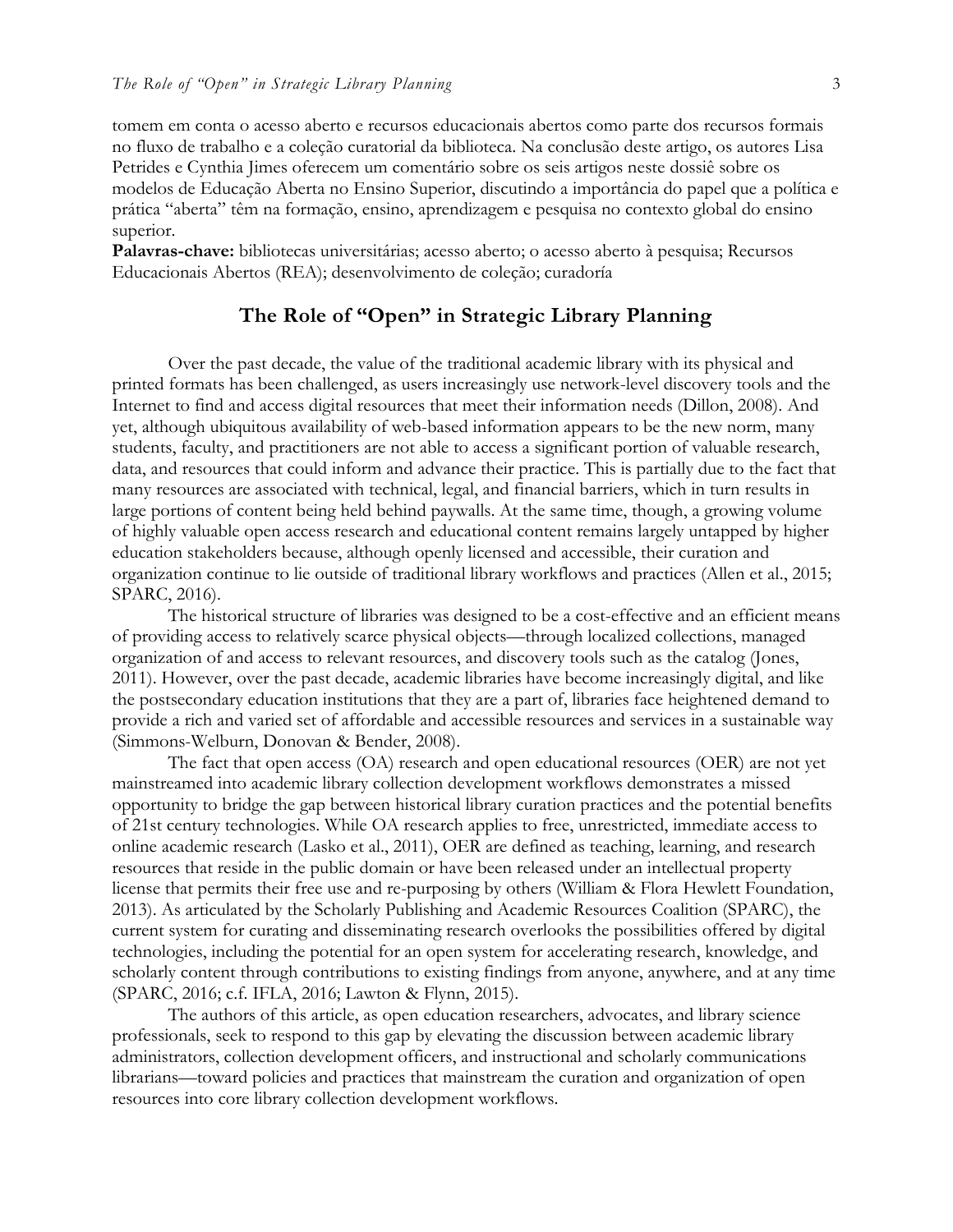tomem em conta o acesso aberto e recursos educacionais abertos como parte dos recursos formais no fluxo de trabalho e a coleção curatorial da biblioteca. Na conclusão deste artigo, os autores Lisa Petrides e Cynthia Jimes oferecem um comentário sobre os seis artigos neste dossiê sobre os modelos de Educação Aberta no Ensino Superior, discutindo a importância do papel que a política e prática "aberta" têm na formação, ensino, aprendizagem e pesquisa no contexto global do ensino superior.

**Palavras-chave:** bibliotecas universitárias; acesso aberto; o acesso aberto à pesquisa; Recursos Educacionais Abertos (REA); desenvolvimento de coleção; curadoría

## The Role of "Open" in Strategic Library Planning

Over the past decade, the value of the traditional academic library with its physical and printed formats has been challenged, as users increasingly use network-level discovery tools and the Internet to find and access digital resources that meet their information needs (Dillon, 2008). And yet, although ubiquitous availability of web-based information appears to be the new norm, many students, faculty, and practitioners are not able to access a significant portion of valuable research, data, and resources that could inform and advance their practice. This is partially due to the fact that many resources are associated with technical, legal, and financial barriers, which in turn results in large portions of content being held behind paywalls. At the same time, though, a growing volume of highly valuable open access research and educational content remains largely untapped by higher education stakeholders because, although openly licensed and accessible, their curation and organization continue to lie outside of traditional library workflows and practices (Allen et al., 2015; SPARC, 2016).

The historical structure of libraries was designed to be a cost-effective and an efficient means of providing access to relatively scarce physical objects—through localized collections, managed organization of and access to relevant resources, and discovery tools such as the catalog (Jones, 2011). However, over the past decade, academic libraries have become increasingly digital, and like the postsecondary education institutions that they are a part of, libraries face heightened demand to provide a rich and varied set of affordable and accessible resources and services in a sustainable way (Simmons-Welburn, Donovan & Bender, 2008).

The fact that open access (OA) research and open educational resources (OER) are not yet mainstreamed into academic library collection development workflows demonstrates a missed opportunity to bridge the gap between historical library curation practices and the potential benefits of 21st century technologies. While OA research applies to free, unrestricted, immediate access to online academic research (Lasko et al., 2011), OER are defined as teaching, learning, and research resources that reside in the public domain or have been released under an intellectual property license that permits their free use and re-purposing by others (William & Flora Hewlett Foundation, 2013). As articulated by the Scholarly Publishing and Academic Resources Coalition (SPARC), the current system for curating and disseminating research overlooks the possibilities offered by digital technologies, including the potential for an open system for accelerating research, knowledge, and scholarly content through contributions to existing findings from anyone, anywhere, and at any time (SPARC, 2016; c.f. IFLA, 2016; Lawton & Flynn, 2015).

The authors of this article, as open education researchers, advocates, and library science professionals, seek to respond to this gap by elevating the discussion between academic library administrators, collection development officers, and instructional and scholarly communications librarians—toward policies and practices that mainstream the curation and organization of open resources into core library collection development workflows.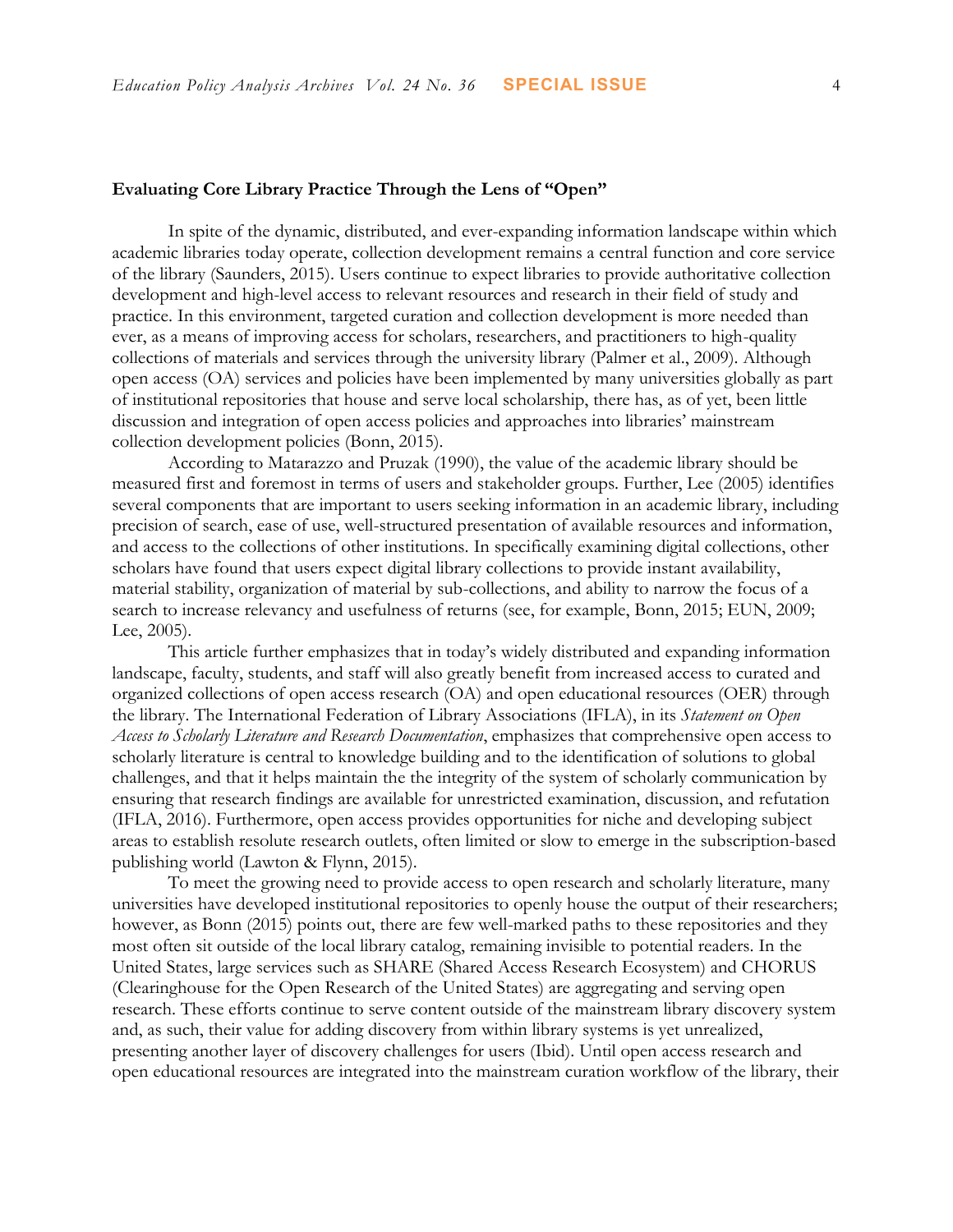**Evaluating Core Library Practice Through the Lens of "Open"**

In spite of the dynamic, distributed, and ever-expanding information landscape within which academic libraries today operate, collection development remains a central function and core service of the library (Saunders, 2015). Users continue to expect libraries to provide authoritative collection development and high-level access to relevant resources and research in their field of study and practice. In this environment, targeted curation and collection development is more needed than ever, as a means of improving access for scholars, researchers, and practitioners to high-quality collections of materials and services through the university library (Palmer et al., 2009). Although open access (OA) services and policies have been implemented by many universities globally as part of institutional repositories that house and serve local scholarship, there has, as of yet, been little discussion and integration of open access policies and approaches into libraries' mainstream collection development policies (Bonn, 2015).

According to Matarazzo and Pruzak (1990), the value of the academic library should be measured first and foremost in terms of users and stakeholder groups. Further, Lee (2005) identifies several components that are important to users seeking information in an academic library, including precision of search, ease of use, well-structured presentation of available resources and information, and access to the collections of other institutions. In specifically examining digital collections, other scholars have found that users expect digital library collections to provide instant availability, material stability, organization of material by sub-collections, and ability to narrow the focus of a search to increase relevancy and usefulness of returns (see, for example, Bonn, 2015; EUN, 2009; Lee, 2005).

This article further emphasizes that in today's widely distributed and expanding information landscape, faculty, students, and staff will also greatly benefit from increased access to curated and organized collections of open access research (OA) and open educational resources (OER) through the library. The International Federation of Library Associations (IFLA), in its *Statement on Open Access to Scholarly Literature and Research Documentation*, emphasizes that comprehensive open access to scholarly literature is central to knowledge building and to the identification of solutions to global challenges, and that it helps maintain the the integrity of the system of scholarly communication by ensuring that research findings are available for unrestricted examination, discussion, and refutation (IFLA, 2016). Furthermore, open access provides opportunities for niche and developing subject areas to establish resolute research outlets, often limited or slow to emerge in the subscription-based publishing world (Lawton & Flynn, 2015).

To meet the growing need to provide access to open research and scholarly literature, many universities have developed institutional repositories to openly house the output of their researchers; however, as Bonn (2015) points out, there are few well-marked paths to these repositories and they most often sit outside of the local library catalog, remaining invisible to potential readers. In the United States, large services such as SHARE (Shared Access Research Ecosystem) and CHORUS (Clearinghouse for the Open Research of the United States) are aggregating and serving open research. These efforts continue to serve content outside of the mainstream library discovery system and, as such, their value for adding discovery from within library systems is yet unrealized, presenting another layer of discovery challenges for users (Ibid). Until open access research and open educational resources are integrated into the mainstream curation workflow of the library, their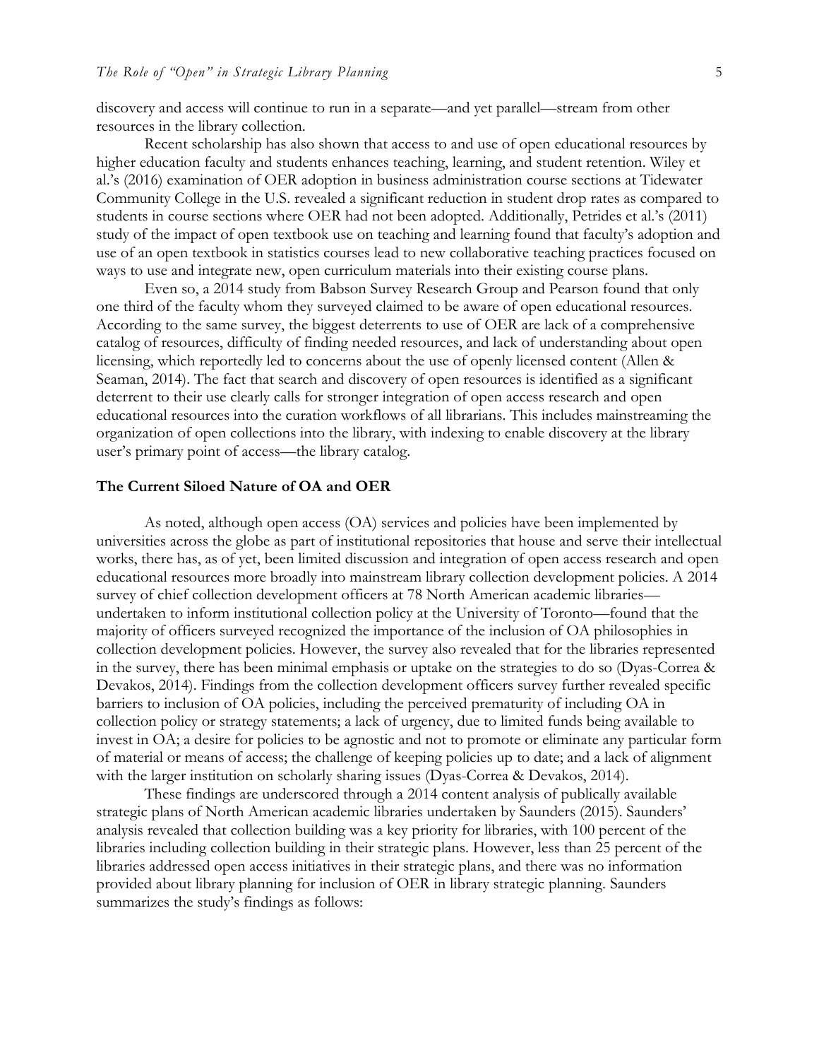discovery and access will continue to run in a separate—and yet parallel—stream from other resources in the library collection.

Recent scholarship has also shown that access to and use of open educational resources by higher education faculty and students enhances teaching, learning, and student retention. Wiley et al.'s (2016) examination of OER adoption in business administration course sections at Tidewater Community College in the U.S. revealed a significant reduction in student drop rates as compared to students in course sections where OER had not been adopted. Additionally, Petrides et al.'s (2011) study of the impact of open textbook use on teaching and learning found that faculty's adoption and use of an open textbook in statistics courses lead to new collaborative teaching practices focused on ways to use and integrate new, open curriculum materials into their existing course plans.

Even so, a 2014 study from Babson Survey Research Group and Pearson found that only one third of the faculty whom they surveyed claimed to be aware of open educational resources. According to the same survey, the biggest deterrents to use of OER are lack of a comprehensive catalog of resources, difficulty of finding needed resources, and lack of understanding about open licensing, which reportedly led to concerns about the use of openly licensed content (Allen & Seaman, 2014). The fact that search and discovery of open resources is identified as a significant deterrent to their use clearly calls for stronger integration of open access research and open educational resources into the curation workflows of all librarians. This includes mainstreaming the organization of open collections into the library, with indexing to enable discovery at the library user's primary point of access—the library catalog.

## The Current Siloed Nature of OA and OER

As noted, although open access (OA) services and policies have been implemented by universities across the globe as part of institutional repositories that house and serve their intellectual works, there has, as of yet, been limited discussion and integration of open access research and open educational resources more broadly into mainstream library collection development policies. A 2014 survey of chief collection development officers at 78 North American academic libraries—undertaken to inform institutional collection policy at the University of Toronto—found that the majority of officers surveyed recognized the importance of the inclusion of OA philosophies in collection development policies. However, the survey also revealed that for the libraries represented in the survey, there has been minimal emphasis or uptake on the strategies to do so (Dyas-Correa & Devakos, 2014). Findings from the collection development officers survey further revealed specific barriers to inclusion of OA policies, including the perceived prematurity of including OA in collection policy or strategy statements; a lack of urgency, due to limited funds being available to invest in OA; a desire for policies to be agnostic and not to promote or eliminate any particular form of material or means of access; the challenge of keeping policies up to date; and a lack of alignment with the larger institution on scholarly sharing issues (Dyas-Correa & Devakos, 2014).

These findings are underscored through a 2014 content analysis of publically available strategic plans of North American academic libraries undertaken by Saunders (2015). Saunders' analysis revealed that collection building was a key priority for libraries, with 100 percent of the libraries including collection building in their strategic plans. However, less than 25 percent of the libraries addressed open access initiatives in their strategic plans, and there was no information provided about library planning for inclusion of OER in library strategic planning. Saunders summarizes the study's findings as follows: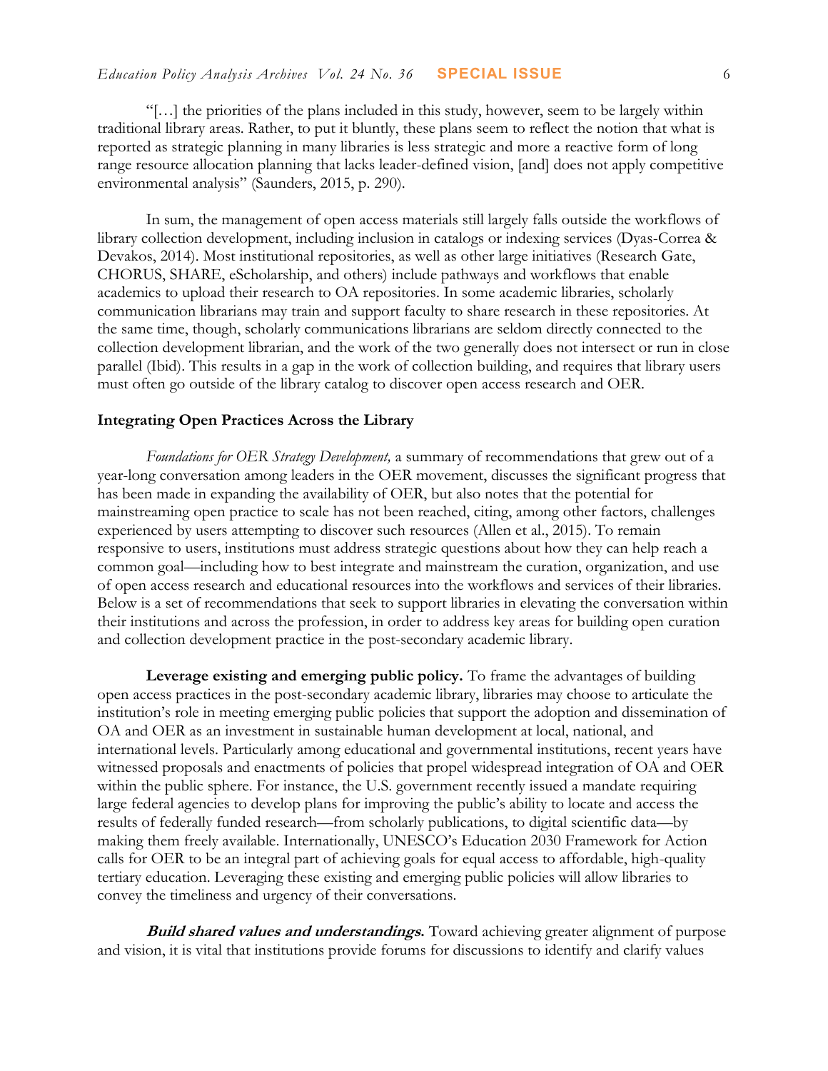"[…] the priorities of the plans included in this study, however, seem to be largely within traditional library areas. Rather, to put it bluntly, these plans seem to reflect the notion that what is reported as strategic planning in many libraries is less strategic and more a reactive form of long range resource allocation planning that lacks leader-defined vision, [and] does not apply competitive environmental analysis" (Saunders, 2015, p. 290).

In sum, the management of open access materials still largely falls outside the workflows of library collection development, including inclusion in catalogs or indexing services (Dyas-Correa & Devakos, 2014). Most institutional repositories, as well as other large initiatives (Research Gate, CHORUS, SHARE, eScholarship, and others) include pathways and workflows that enable academics to upload their research to OA repositories. In some academic libraries, scholarly communication librarians may train and support faculty to share research in these repositories. At the same time, though, scholarly communications librarians are seldom directly connected to the collection development librarian, and the work of the two generally does not intersect or run in close parallel (Ibid). This results in a gap in the work of collection building, and requires that library users must often go outside of the library catalog to discover open access research and OER.

### Integrating Open Practices Across the Library

*Foundations for OER Strategy Development,* a summary of recommendations that grew out of a year-long conversation among leaders in the OER movement, discusses the significant progress that has been made in expanding the availability of OER, but also notes that the potential for mainstreaming open practice to scale has not been reached, citing, among other factors, challenges experienced by users attempting to discover such resources (Allen et al., 2015). To remain responsive to users, institutions must address strategic questions about how they can help reach a common goal—including how to best integrate and mainstream the curation, organization, and use of open access research and educational resources into the workflows and services of their libraries. Below is a set of recommendations that seek to support libraries in elevating the conversation within their institutions and across the profession, in order to address key areas for building open curation and collection development practice in the post-secondary academic library.

**Leverage existing and emerging public policy.** To frame the advantages of building open access practices in the post-secondary academic library, libraries may choose to articulate the institution's role in meeting emerging public policies that support the adoption and dissemination of OA and OER as an investment in sustainable human development at local, national, and international levels. Particularly among educational and governmental institutions, recent years have witnessed proposals and enactments of policies that propel widespread integration of OA and OER within the public sphere. For instance, the U.S. government recently issued a mandate requiring large federal agencies to develop plans for improving the public's ability to locate and access the results of federally funded research—from scholarly publications, to digital scientific data—by making them freely available. Internationally, UNESCO's Education 2030 Framework for Action calls for OER to be an integral part of achieving goals for equal access to affordable, high-quality tertiary education. Leveraging these existing and emerging public policies will allow libraries to convey the timeliness and urgency of their conversations.

***Build shared values and understandings.*** Toward achieving greater alignment of purpose and vision, it is vital that institutions provide forums for discussions to identify and clarify values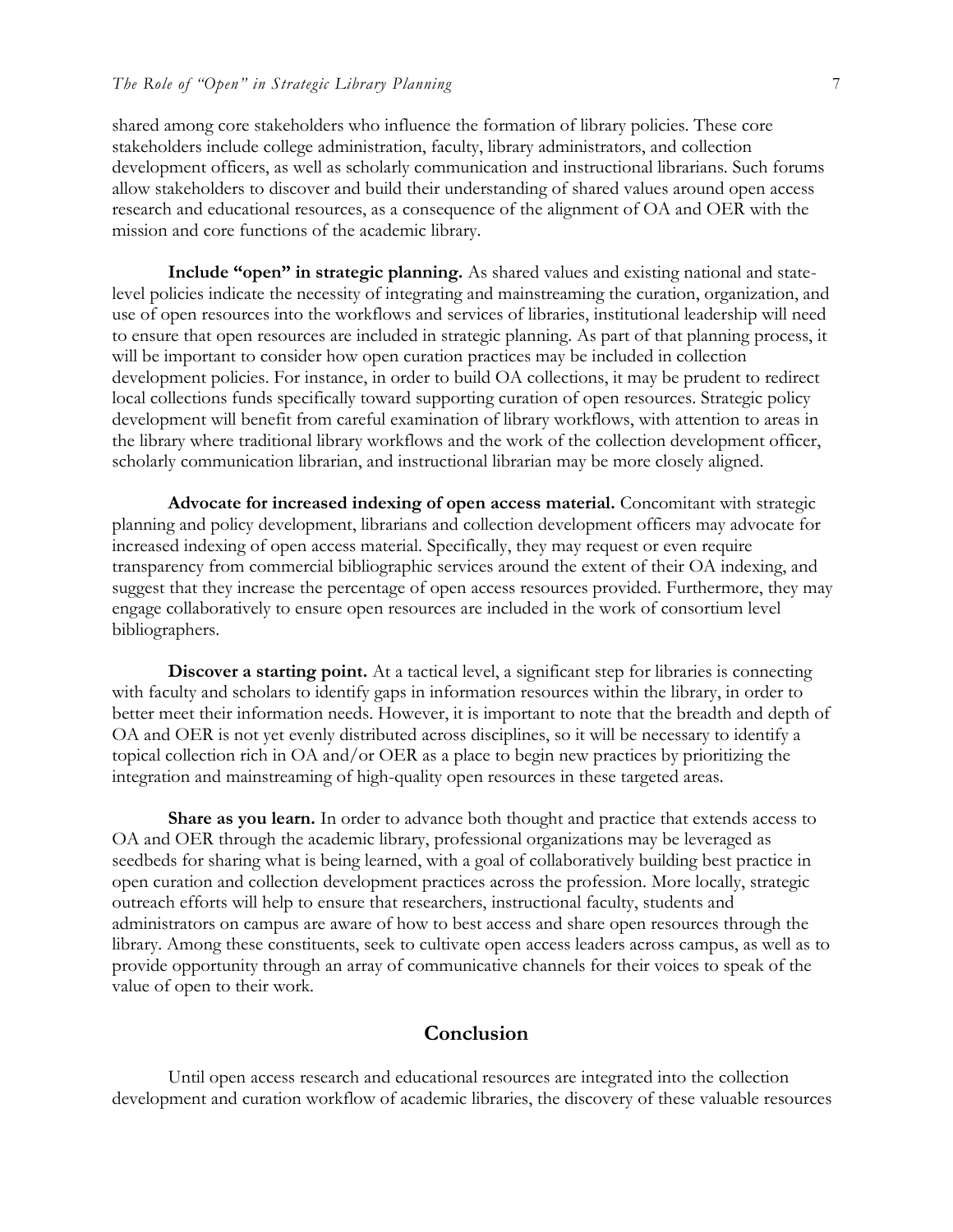shared among core stakeholders who influence the formation of library policies. These core stakeholders include college administration, faculty, library administrators, and collection development officers, as well as scholarly communication and instructional librarians. Such forums allow stakeholders to discover and build their understanding of shared values around open access research and educational resources, as a consequence of the alignment of OA and OER with the mission and core functions of the academic library.

**Include "open" in strategic planning.** As shared values and existing national and state-level policies indicate the necessity of integrating and mainstreaming the curation, organization, and use of open resources into the workflows and services of libraries, institutional leadership will need to ensure that open resources are included in strategic planning. As part of that planning process, it will be important to consider how open curation practices may be included in collection development policies. For instance, in order to build OA collections, it may be prudent to redirect local collections funds specifically toward supporting curation of open resources. Strategic policy development will benefit from careful examination of library workflows, with attention to areas in the library where traditional library workflows and the work of the collection development officer, scholarly communication librarian, and instructional librarian may be more closely aligned.

**Advocate for increased indexing of open access material.** Concomitant with strategic planning and policy development, librarians and collection development officers may advocate for increased indexing of open access material. Specifically, they may request or even require transparency from commercial bibliographic services around the extent of their OA indexing, and suggest that they increase the percentage of open access resources provided. Furthermore, they may engage collaboratively to ensure open resources are included in the work of consortium level bibliographers.

**Discover a starting point.** At a tactical level, a significant step for libraries is connecting with faculty and scholars to identify gaps in information resources within the library, in order to better meet their information needs. However, it is important to note that the breadth and depth of OA and OER is not yet evenly distributed across disciplines, so it will be necessary to identify a topical collection rich in OA and/or OER as a place to begin new practices by prioritizing the integration and mainstreaming of high-quality open resources in these targeted areas.

**Share as you learn.** In order to advance both thought and practice that extends access to OA and OER through the academic library, professional organizations may be leveraged as seedbeds for sharing what is being learned, with a goal of collaboratively building best practice in open curation and collection development practices across the profession. More locally, strategic outreach efforts will help to ensure that researchers, instructional faculty, students and administrators on campus are aware of how to best access and share open resources through the library. Among these constituents, seek to cultivate open access leaders across campus, as well as to provide opportunity through an array of communicative channels for their voices to speak of the value of open to their work.

## Conclusion

Until open access research and educational resources are integrated into the collection development and curation workflow of academic libraries, the discovery of these valuable resources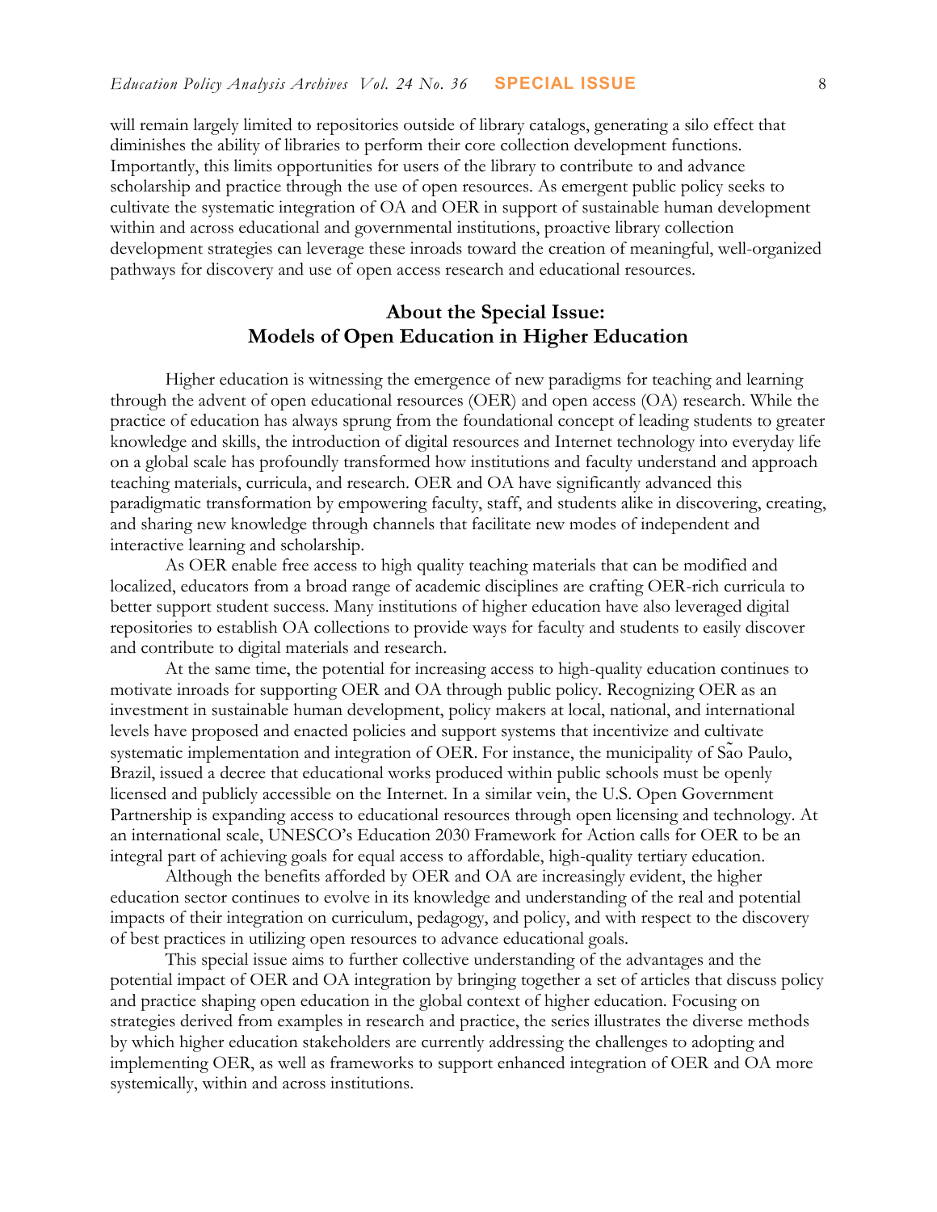will remain largely limited to repositories outside of library catalogs, generating a silo effect that diminishes the ability of libraries to perform their core collection development functions. Importantly, this limits opportunities for users of the library to contribute to and advance scholarship and practice through the use of open resources. As emergent public policy seeks to cultivate the systematic integration of OA and OER in support of sustainable human development within and across educational and governmental institutions, proactive library collection development strategies can leverage these inroads toward the creation of meaningful, well-organized pathways for discovery and use of open access research and educational resources.

## About the Special Issue: Models of Open Education in Higher Education

Higher education is witnessing the emergence of new paradigms for teaching and learning through the advent of open educational resources (OER) and open access (OA) research. While the practice of education has always sprung from the foundational concept of leading students to greater knowledge and skills, the introduction of digital resources and Internet technology into everyday life on a global scale has profoundly transformed how institutions and faculty understand and approach teaching materials, curricula, and research. OER and OA have significantly advanced this paradigmatic transformation by empowering faculty, staff, and students alike in discovering, creating, and sharing new knowledge through channels that facilitate new modes of independent and interactive learning and scholarship.

As OER enable free access to high quality teaching materials that can be modified and localized, educators from a broad range of academic disciplines are crafting OER-rich curricula to better support student success. Many institutions of higher education have also leveraged digital repositories to establish OA collections to provide ways for faculty and students to easily discover and contribute to digital materials and research.

At the same time, the potential for increasing access to high-quality education continues to motivate inroads for supporting OER and OA through public policy. Recognizing OER as an investment in sustainable human development, policy makers at local, national, and international levels have proposed and enacted policies and support systems that incentivize and cultivate systematic implementation and integration of OER. For instance, the municipality of São Paulo, Brazil, issued a decree that educational works produced within public schools must be openly licensed and publicly accessible on the Internet. In a similar vein, the U.S. Open Government Partnership is expanding access to educational resources through open licensing and technology. At an international scale, UNESCO's Education 2030 Framework for Action calls for OER to be an integral part of achieving goals for equal access to affordable, high-quality tertiary education.

Although the benefits afforded by OER and OA are increasingly evident, the higher education sector continues to evolve in its knowledge and understanding of the real and potential impacts of their integration on curriculum, pedagogy, and policy, and with respect to the discovery of best practices in utilizing open resources to advance educational goals.

This special issue aims to further collective understanding of the advantages and the potential impact of OER and OA integration by bringing together a set of articles that discuss policy and practice shaping open education in the global context of higher education. Focusing on strategies derived from examples in research and practice, the series illustrates the diverse methods by which higher education stakeholders are currently addressing the challenges to adopting and implementing OER, as well as frameworks to support enhanced integration of OER and OA more systemically, within and across institutions.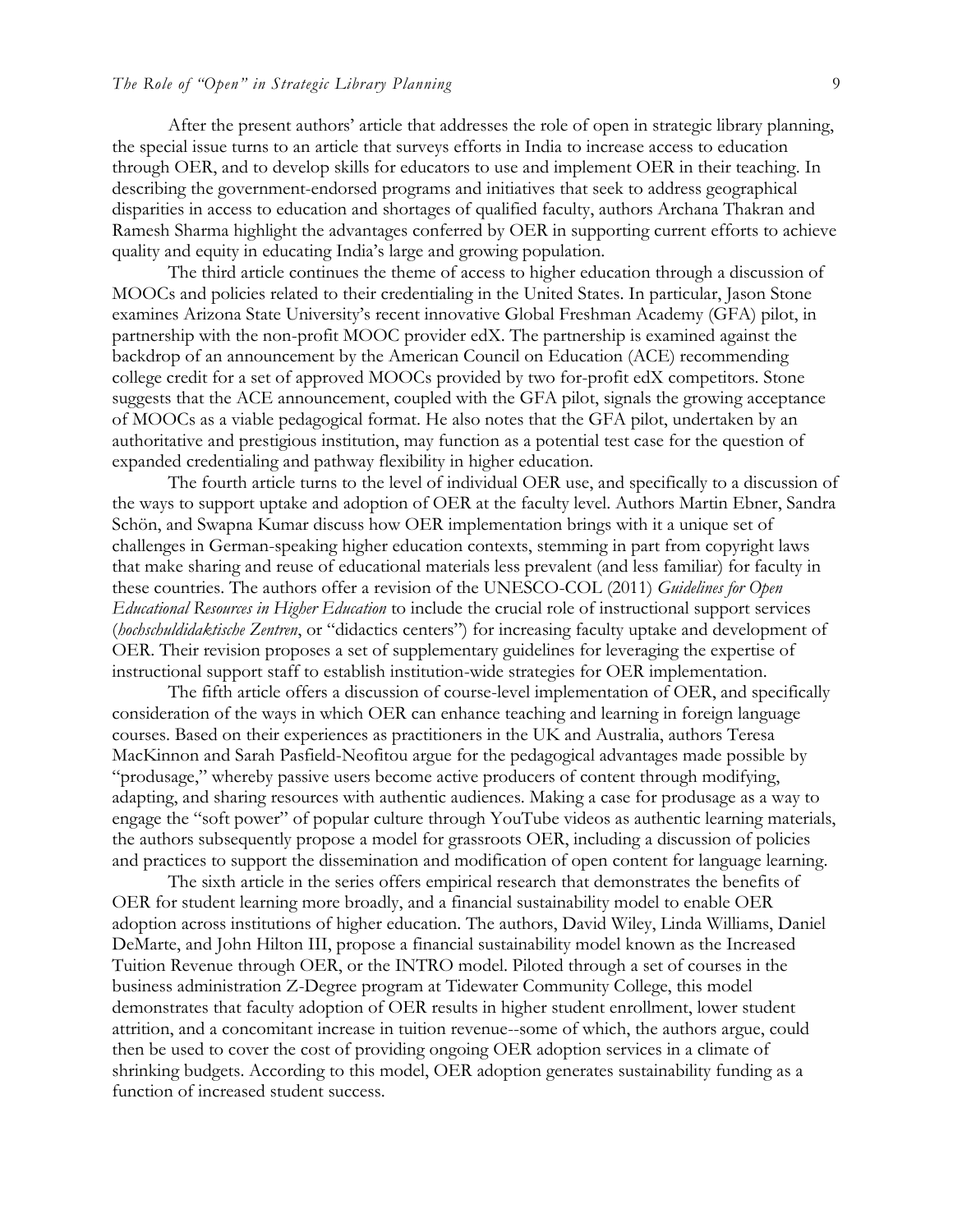After the present authors' article that addresses the role of open in strategic library planning, the special issue turns to an article that surveys efforts in India to increase access to education through OER, and to develop skills for educators to use and implement OER in their teaching. In describing the government-endorsed programs and initiatives that seek to address geographical disparities in access to education and shortages of qualified faculty, authors Archana Thakran and Ramesh Sharma highlight the advantages conferred by OER in supporting current efforts to achieve quality and equity in educating India's large and growing population.

The third article continues the theme of access to higher education through a discussion of MOOCs and policies related to their credentialing in the United States. In particular, Jason Stone examines Arizona State University's recent innovative Global Freshman Academy (GFA) pilot, in partnership with the non-profit MOOC provider edX. The partnership is examined against the backdrop of an announcement by the American Council on Education (ACE) recommending college credit for a set of approved MOOCs provided by two for-profit edX competitors. Stone suggests that the ACE announcement, coupled with the GFA pilot, signals the growing acceptance of MOOCs as a viable pedagogical format. He also notes that the GFA pilot, undertaken by an authoritative and prestigious institution, may function as a potential test case for the question of expanded credentialing and pathway flexibility in higher education.

The fourth article turns to the level of individual OER use, and specifically to a discussion of the ways to support uptake and adoption of OER at the faculty level. Authors Martin Ebner, Sandra Schön, and Swapna Kumar discuss how OER implementation brings with it a unique set of challenges in German-speaking higher education contexts, stemming in part from copyright laws that make sharing and reuse of educational materials less prevalent (and less familiar) for faculty in these countries. The authors offer a revision of the UNESCO-COL (2011) *Guidelines for Open Educational Resources in Higher Education* to include the crucial role of instructional support services (*hochschuldidaktische Zentren*, or "didactics centers") for increasing faculty uptake and development of OER. Their revision proposes a set of supplementary guidelines for leveraging the expertise of instructional support staff to establish institution-wide strategies for OER implementation.

The fifth article offers a discussion of course-level implementation of OER, and specifically consideration of the ways in which OER can enhance teaching and learning in foreign language courses. Based on their experiences as practitioners in the UK and Australia, authors Teresa MacKinnon and Sarah Pasfield-Neofitou argue for the pedagogical advantages made possible by "produsage," whereby passive users become active producers of content through modifying, adapting, and sharing resources with authentic audiences. Making a case for produsage as a way to engage the "soft power" of popular culture through YouTube videos as authentic learning materials, the authors subsequently propose a model for grassroots OER, including a discussion of policies and practices to support the dissemination and modification of open content for language learning.

The sixth article in the series offers empirical research that demonstrates the benefits of OER for student learning more broadly, and a financial sustainability model to enable OER adoption across institutions of higher education. The authors, David Wiley, Linda Williams, Daniel DeMarte, and John Hilton III, propose a financial sustainability model known as the Increased Tuition Revenue through OER, or the INTRO model. Piloted through a set of courses in the business administration Z-Degree program at Tidewater Community College, this model demonstrates that faculty adoption of OER results in higher student enrollment, lower student attrition, and a concomitant increase in tuition revenue--some of which, the authors argue, could then be used to cover the cost of providing ongoing OER adoption services in a climate of shrinking budgets. According to this model, OER adoption generates sustainability funding as a function of increased student success.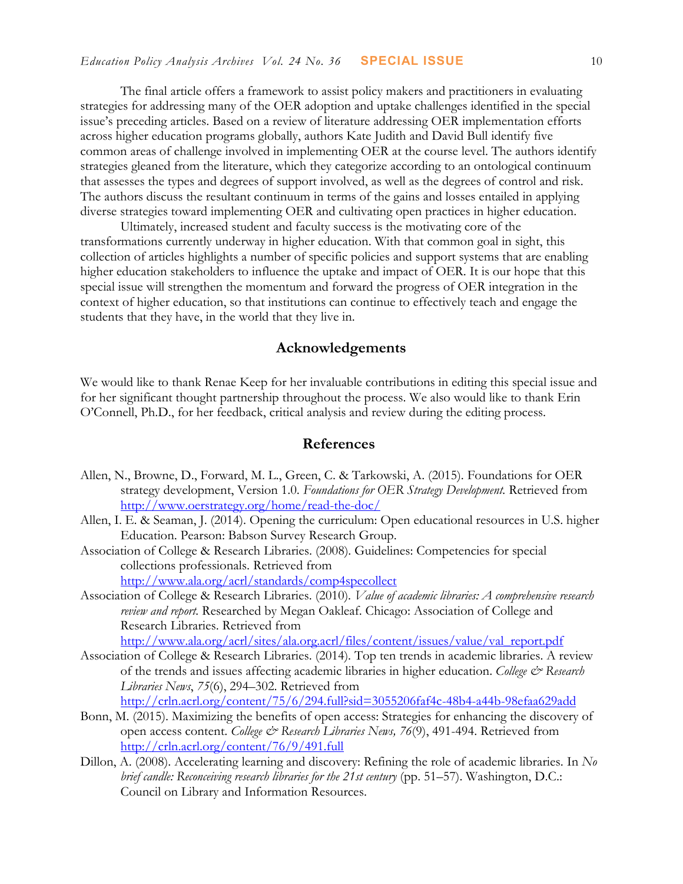The final article offers a framework to assist policy makers and practitioners in evaluating strategies for addressing many of the OER adoption and uptake challenges identified in the special issue's preceding articles. Based on a review of literature addressing OER implementation efforts across higher education programs globally, authors Kate Judith and David Bull identify five common areas of challenge involved in implementing OER at the course level. The authors identify strategies gleaned from the literature, which they categorize according to an ontological continuum that assesses the types and degrees of support involved, as well as the degrees of control and risk. The authors discuss the resultant continuum in terms of the gains and losses entailed in applying diverse strategies toward implementing OER and cultivating open practices in higher education.

Ultimately, increased student and faculty success is the motivating core of the transformations currently underway in higher education. With that common goal in sight, this collection of articles highlights a number of specific policies and support systems that are enabling higher education stakeholders to influence the uptake and impact of OER. It is our hope that this special issue will strengthen the momentum and forward the progress of OER integration in the context of higher education, so that institutions can continue to effectively teach and engage the students that they have, in the world that they live in.

## Acknowledgements

We would like to thank Renae Keep for her invaluable contributions in editing this special issue and for her significant thought partnership throughout the process. We also would like to thank Erin O'Connell, Ph.D., for her feedback, critical analysis and review during the editing process.

## References

Allen, N., Browne, D., Forward, M. L., Green, C. & Tarkowski, A. (2015). Foundations for OER strategy development, Version 1.0. *Foundations for OER Strategy Development.* Retrieved from http://www.oerstrategy.org/home/read-the-doc/

Allen, I. E. & Seaman, J. (2014). Opening the curriculum: Open educational resources in U.S. higher Education. Pearson: Babson Survey Research Group.

Association of College & Research Libraries. (2008). Guidelines: Competencies for special collections professionals. Retrieved from http://www.ala.org/acrl/standards/comp4specollect

Association of College & Research Libraries. (2010). *Value of academic libraries: A comprehensive research review and report.* Researched by Megan Oakleaf. Chicago: Association of College and Research Libraries. Retrieved from http://www.ala.org/acrl/sites/ala.org.acrl/files/content/issues/value/val_report.pdf

Association of College & Research Libraries. (2014). Top ten trends in academic libraries. A review of the trends and issues affecting academic libraries in higher education. *College & Research Libraries News*, *75*(6), 294–302. Retrieved from http://crln.acrl.org/content/75/6/294.full?sid=3055206faf4c-48b4-a44b-98efaa629add

Bonn, M. (2015). Maximizing the benefits of open access: Strategies for enhancing the discovery of open access content. *College & Research Libraries News, 76*(9), 491-494. Retrieved from http://crln.acrl.org/content/76/9/491.full

Dillon, A. (2008). Accelerating learning and discovery: Refining the role of academic libraries. In *No brief candle: Reconceiving research libraries for the 21st century* (pp. 51–57). Washington, D.C.: Council on Library and Information Resources.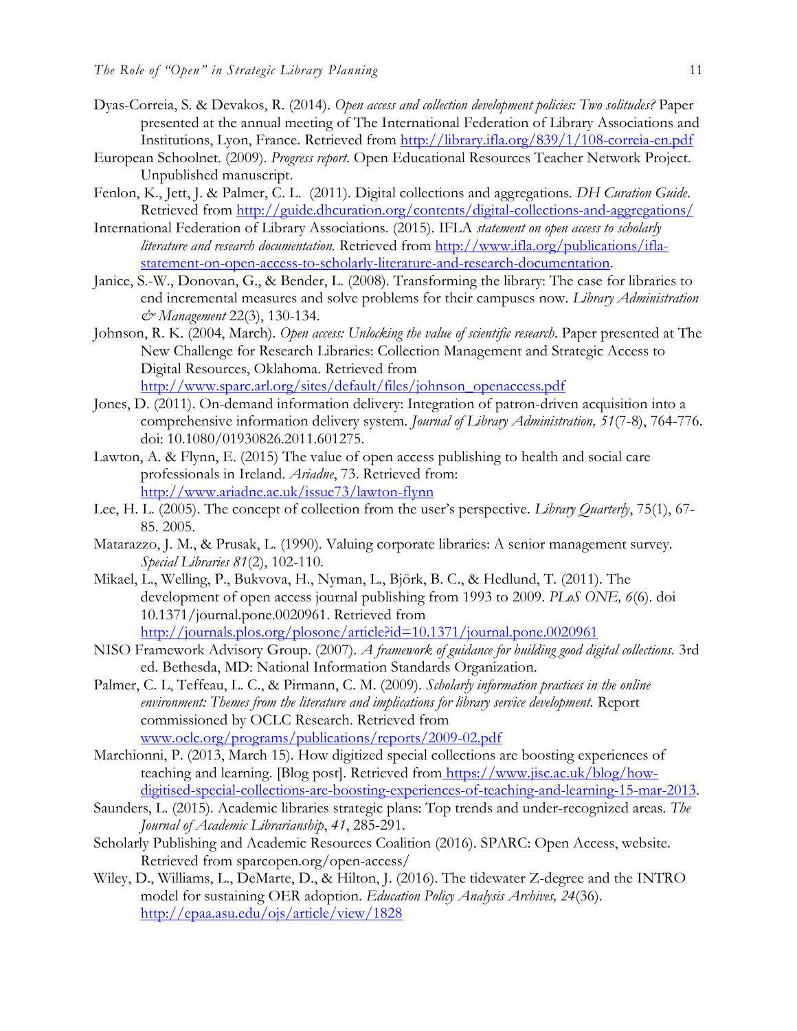Dyas-Correia, S. & Devakos, R. (2014). *Open access and collection development policies: Two solitudes?* Paper presented at the annual meeting of The International Federation of Library Associations and Institutions, Lyon, France. Retrieved from http://library.ifla.org/839/1/108-correia-en.pdf

European Schoolnet. (2009). *Progress report.* Open Educational Resources Teacher Network Project. Unpublished manuscript.

Fenlon, K., Jett, J. & Palmer, C. L. (2011). Digital collections and aggregations. *DH Curation Guide*. Retrieved from http://guide.dhcuration.org/contents/digital-collections-and-aggregations/

International Federation of Library Associations. (2015). IFLA *statement on open access to scholarly literature and research documentation.* Retrieved from http://www.ifla.org/publications/ifla-statement-on-open-access-to-scholarly-literature-and-research-documentation.

Janice, S.-W., Donovan, G., & Bender, L. (2008). Transforming the library: The case for libraries to end incremental measures and solve problems for their campuses now. *Library Administration & Management* 22(3), 130-134.

Johnson, R. K. (2004, March). *Open access: Unlocking the value of scientific research.* Paper presented at The New Challenge for Research Libraries: Collection Management and Strategic Access to Digital Resources, Oklahoma. Retrieved from http://www.sparc.arl.org/sites/default/files/johnson_openaccess.pdf

Jones, D. (2011). On-demand information delivery: Integration of patron-driven acquisition into a comprehensive information delivery system. *Journal of Library Administration, 51*(7-8), 764-776. doi: 10.1080/01930826.2011.601275.

Lawton, A. & Flynn, E. (2015) The value of open access publishing to health and social care professionals in Ireland. *Ariadne*, 73. Retrieved from: http://www.ariadne.ac.uk/issue73/lawton-flynn

Lee, H. L. (2005). The concept of collection from the user's perspective. *Library Quarterly*, 75(1), 67-85. 2005.

Matarazzo, J. M., & Prusak, L. (1990). Valuing corporate libraries: A senior management survey. *Special Libraries 81*(2), 102-110.

Mikael, L., Welling, P., Bukvova, H., Nyman, L., Björk, B. C., & Hedlund, T. (2011). The development of open access journal publishing from 1993 to 2009. *PLoS ONE, 6*(6). doi 10.1371/journal.pone.0020961. Retrieved from http://journals.plos.org/plosone/article?id=10.1371/journal.pone.0020961

NISO Framework Advisory Group. (2007). *A framework of guidance for building good digital collections.* 3rd ed. Bethesda, MD: National Information Standards Organization.

Palmer, C. L, Teffeau, L. C., & Pirmann, C. M. (2009). *Scholarly information practices in the online environment: Themes from the literature and implications for library service development.* Report commissioned by OCLC Research. Retrieved from www.oclc.org/programs/publications/reports/2009-02.pdf

Marchionni, P. (2013, March 15). How digitized special collections are boosting experiences of teaching and learning. [Blog post]. Retrieved from https://www.jisc.ac.uk/blog/how-digitised-special-collections-are-boosting-experiences-of-teaching-and-learning-15-mar-2013.

Saunders, L. (2015). Academic libraries strategic plans: Top trends and under-recognized areas. *The Journal of Academic Librarianship*, *41*, 285-291.

Scholarly Publishing and Academic Resources Coalition (2016). SPARC: Open Access, website. Retrieved from sparcopen.org/open-access/

Wiley, D., Williams, L., DeMarte, D., & Hilton, J. (2016). The tidewater Z-degree and the INTRO model for sustaining OER adoption. *Education Policy Analysis Archives, 24*(36). http://epaa.asu.edu/ojs/article/view/1828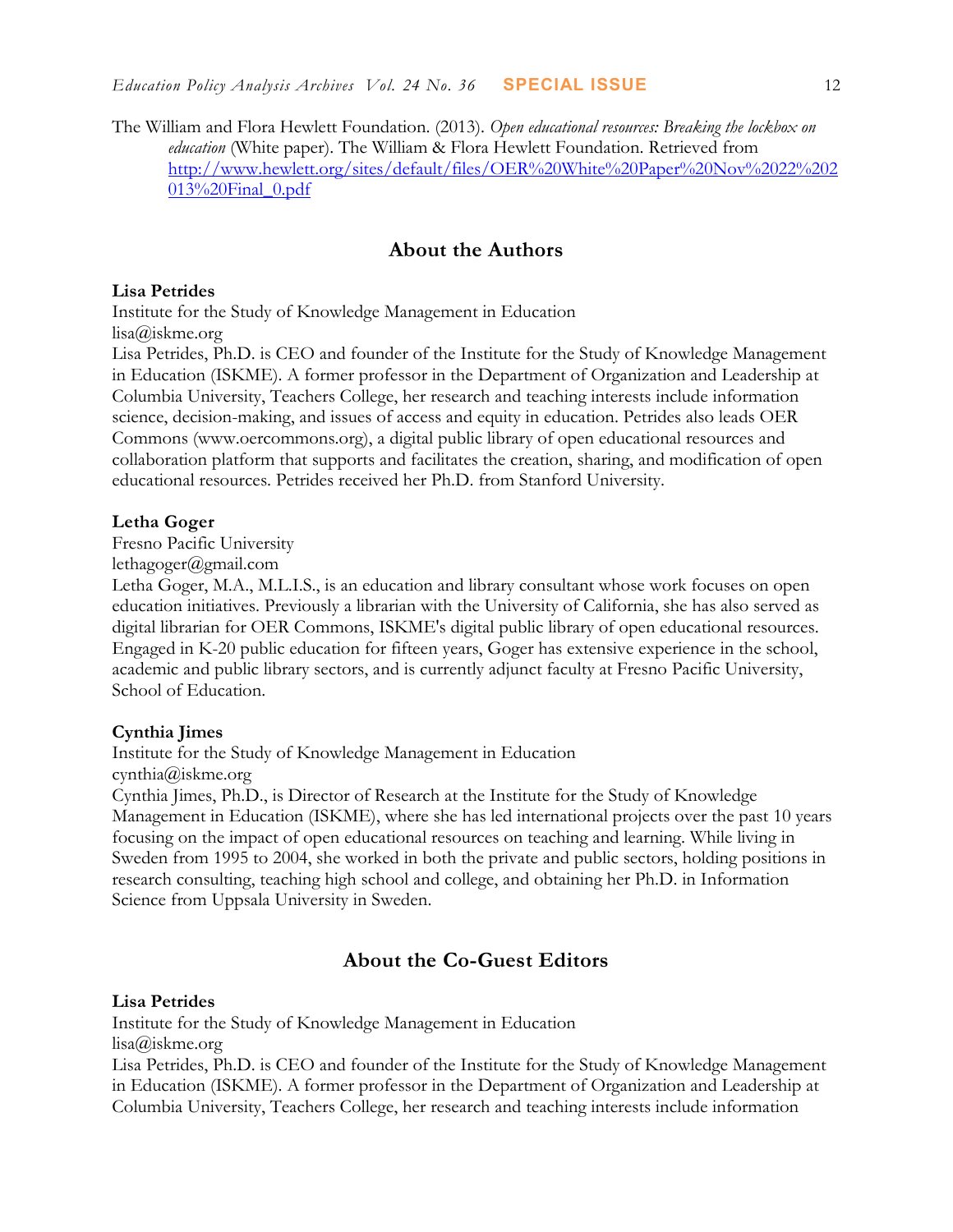The William and Flora Hewlett Foundation. (2013). *Open educational resources: Breaking the lockbox on education* (White paper). The William & Flora Hewlett Foundation. Retrieved from http://www.hewlett.org/sites/default/files/OER%20White%20Paper%20Nov%2022%202013%20Final_0.pdf

## About the Authors

**Lisa Petrides**
Institute for the Study of Knowledge Management in Education
lisa@iskme.org
Lisa Petrides, Ph.D. is CEO and founder of the Institute for the Study of Knowledge Management in Education (ISKME). A former professor in the Department of Organization and Leadership at Columbia University, Teachers College, her research and teaching interests include information science, decision-making, and issues of access and equity in education. Petrides also leads OER Commons (www.oercommons.org), a digital public library of open educational resources and collaboration platform that supports and facilitates the creation, sharing, and modification of open educational resources. Petrides received her Ph.D. from Stanford University.

**Letha Goger**
Fresno Pacific University
lethagoger@gmail.com
Letha Goger, M.A., M.L.I.S., is an education and library consultant whose work focuses on open education initiatives. Previously a librarian with the University of California, she has also served as digital librarian for OER Commons, ISKME's digital public library of open educational resources. Engaged in K-20 public education for fifteen years, Goger has extensive experience in the school, academic and public library sectors, and is currently adjunct faculty at Fresno Pacific University, School of Education.

**Cynthia Jimes**
Institute for the Study of Knowledge Management in Education
cynthia@iskme.org
Cynthia Jimes, Ph.D., is Director of Research at the Institute for the Study of Knowledge Management in Education (ISKME), where she has led international projects over the past 10 years focusing on the impact of open educational resources on teaching and learning. While living in Sweden from 1995 to 2004, she worked in both the private and public sectors, holding positions in research consulting, teaching high school and college, and obtaining her Ph.D. in Information Science from Uppsala University in Sweden.

## About the Co-Guest Editors

**Lisa Petrides**
Institute for the Study of Knowledge Management in Education
lisa@iskme.org
Lisa Petrides, Ph.D. is CEO and founder of the Institute for the Study of Knowledge Management in Education (ISKME). A former professor in the Department of Organization and Leadership at Columbia University, Teachers College, her research and teaching interests include information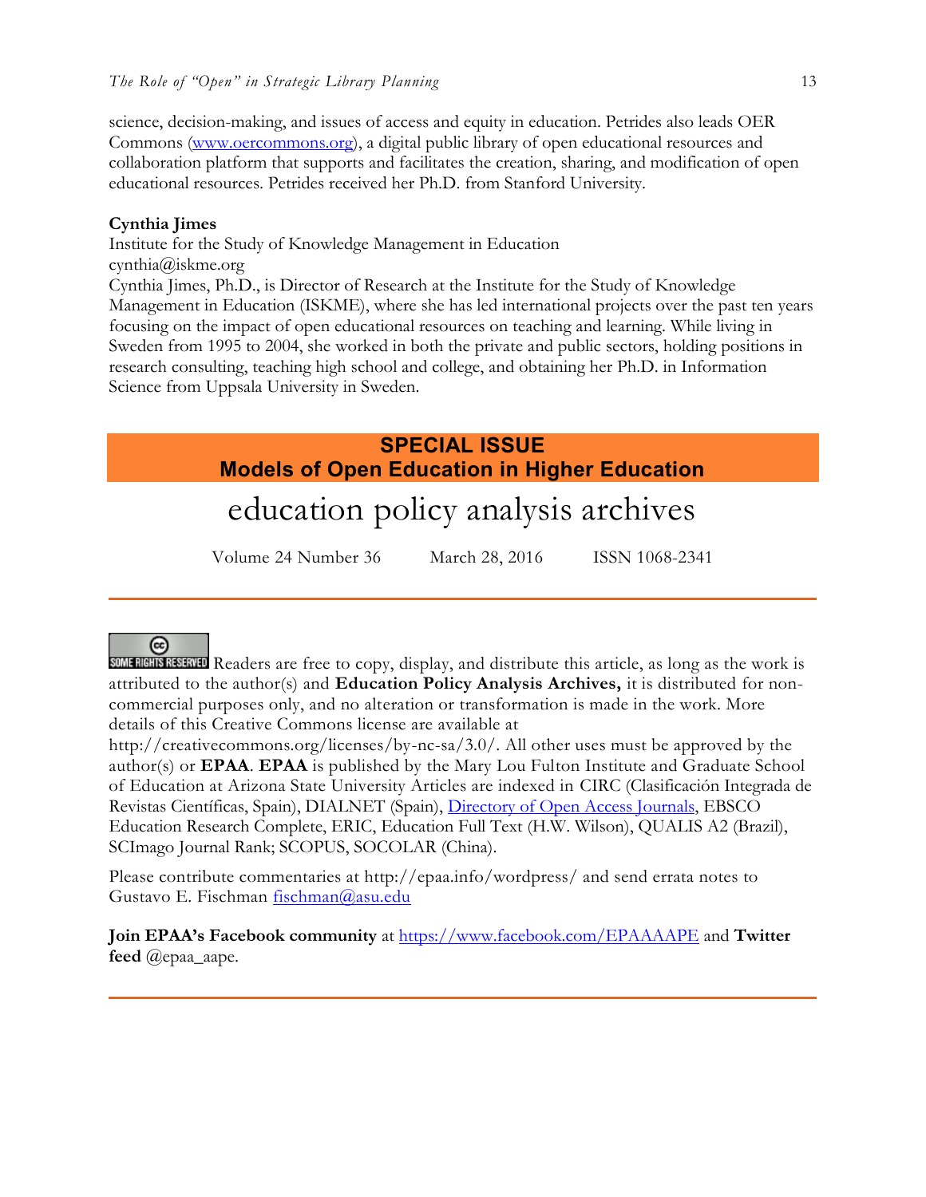science, decision-making, and issues of access and equity in education. Petrides also leads OER Commons ([www.oercommons.org](http://www.oercommons.org)), a digital public library of open educational resources and collaboration platform that supports and facilitates the creation, sharing, and modification of open educational resources. Petrides received her Ph.D. from Stanford University.

**Cynthia Jimes**
Institute for the Study of Knowledge Management in Education
cynthia@iskme.org
Cynthia Jimes, Ph.D., is Director of Research at the Institute for the Study of Knowledge Management in Education (ISKME), where she has led international projects over the past ten years focusing on the impact of open educational resources on teaching and learning. While living in Sweden from 1995 to 2004, she worked in both the private and public sectors, holding positions in research consulting, teaching high school and college, and obtaining her Ph.D. in Information Science from Uppsala University in Sweden.

**SPECIAL ISSUE**
**Models of Open Education in Higher Education**

# education policy analysis archives

Volume 24 Number 36 March 28, 2016 ISSN 1068-2341

---

SOME RIGHTS RESERVED Readers are free to copy, display, and distribute this article, as long as the work is attributed to the author(s) and **Education Policy Analysis Archives,** it is distributed for non-commercial purposes only, and no alteration or transformation is made in the work. More details of this Creative Commons license are available at http://creativecommons.org/licenses/by-nc-sa/3.0/. All other uses must be approved by the author(s) or **EPAA**. **EPAA** is published by the Mary Lou Fulton Institute and Graduate School of Education at Arizona State University Articles are indexed in CIRC (Clasificación Integrada de Revistas Científicas, Spain), DIALNET (Spain), [Directory of Open Access Journals](), EBSCO Education Research Complete, ERIC, Education Full Text (H.W. Wilson), QUALIS A2 (Brazil), SCImago Journal Rank; SCOPUS, SOCOLAR (China).

Please contribute commentaries at http://epaa.info/wordpress/ and send errata notes to Gustavo E. Fischman [fischman@asu.edu](mailto:fischman@asu.edu)

**Join EPAA's Facebook community** at [https://www.facebook.com/EPAAAAPE](https://www.facebook.com/EPAAAAPE) and **Twitter feed** @epaa_aape.

---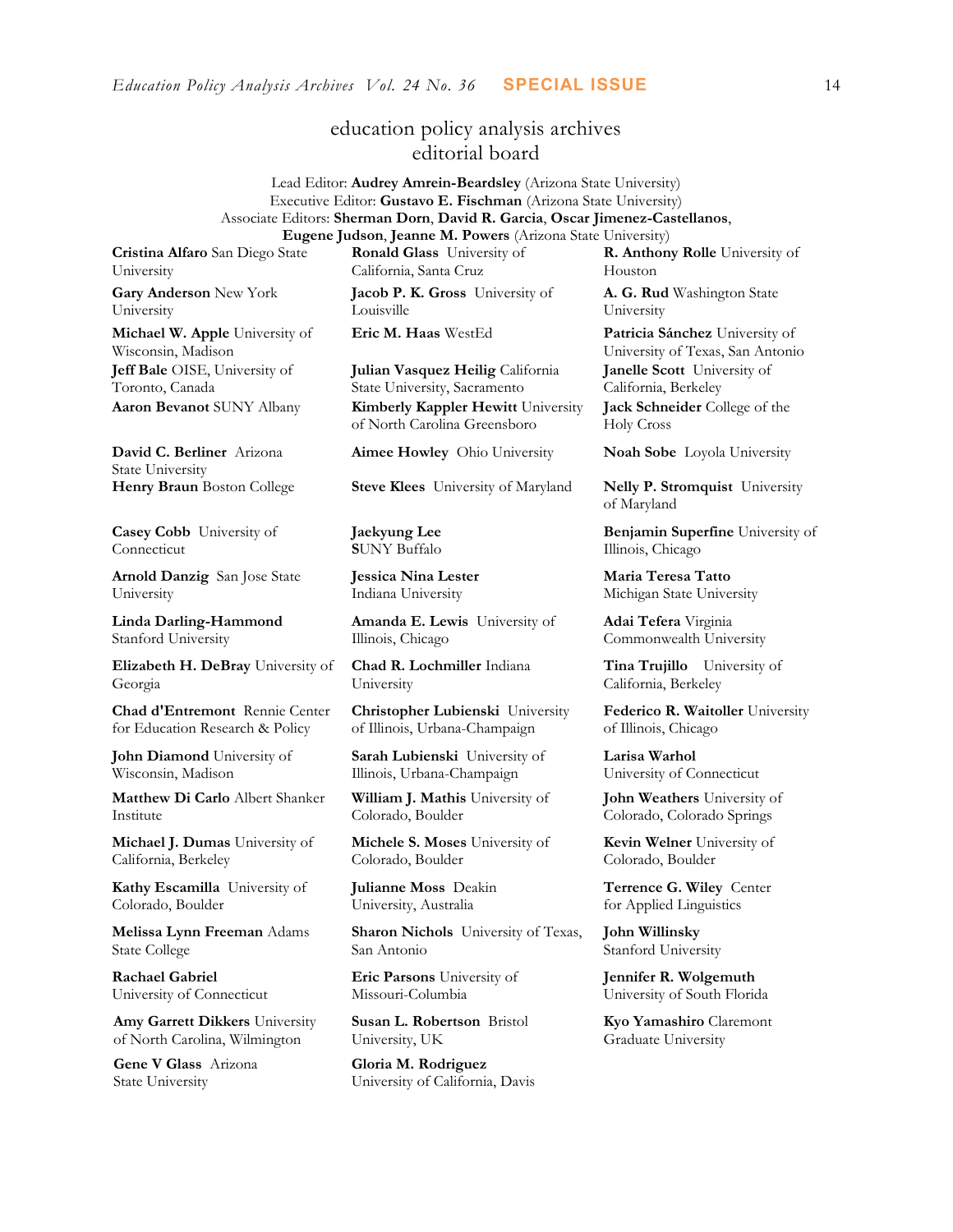# education policy analysis archives editorial board

Lead Editor: **Audrey Amrein-Beardsley** (Arizona State University)
Executive Editor: **Gustavo E. Fischman** (Arizona State University)
Associate Editors: **Sherman Dorn**, **David R. Garcia**, **Oscar Jimenez-Castellanos**, **Eugene Judson**, **Jeanne M. Powers** (Arizona State University)

**Cristina Alfaro** San Diego State University

**Gary Anderson** New York University

**Michael W. Apple** University of Wisconsin, Madison

**Jeff Bale** OISE, University of Toronto, Canada

**Aaron Bevanot** SUNY Albany

**David C. Berliner** Arizona State University

**Henry Braun** Boston College

**Casey Cobb** University of Connecticut

**Arnold Danzig** San Jose State University

**Linda Darling-Hammond** Stanford University

**Elizabeth H. DeBray** University of Georgia

**Chad d'Entremont** Rennie Center for Education Research & Policy

**John Diamond** University of Wisconsin, Madison

**Matthew Di Carlo** Albert Shanker Institute

**Michael J. Dumas** University of California, Berkeley

**Kathy Escamilla** University of Colorado, Boulder

**Melissa Lynn Freeman** Adams State College

**Rachael Gabriel** University of Connecticut

**Amy Garrett Dikkers** University of North Carolina, Wilmington

**Gene V Glass** Arizona State University

**Ronald Glass** University of California, Santa Cruz

**Jacob P. K. Gross** University of Louisville

**Eric M. Haas** WestEd

**Julian Vasquez Heilig** California State University, Sacramento

**Kimberly Kappler Hewitt** University of North Carolina Greensboro

**Aimee Howley** Ohio University

**Steve Klees** University of Maryland

**Jaekyung Lee** SUNY Buffalo

**Jessica Nina Lester** Indiana University

**Amanda E. Lewis** University of Illinois, Chicago

**Chad R. Lochmiller** Indiana University

**Christopher Lubienski** University of Illinois, Urbana-Champaign

**Sarah Lubienski** University of Illinois, Urbana-Champaign

**William J. Mathis** University of Colorado, Boulder

**Michele S. Moses** University of Colorado, Boulder

**Julianne Moss** Deakin University, Australia

**Sharon Nichols** University of Texas, San Antonio

**Eric Parsons** University of Missouri-Columbia

**Susan L. Robertson** Bristol University, UK

**Gloria M. Rodriguez** University of California, Davis

**R. Anthony Rolle** University of Houston

**A. G. Rud** Washington State University

**Patricia Sánchez** University of University of Texas, San Antonio

**Janelle Scott** University of California, Berkeley

**Jack Schneider** College of the Holy Cross

**Noah Sobe** Loyola University

**Nelly P. Stromquist** University of Maryland

**Benjamin Superfine** University of Illinois, Chicago

**Maria Teresa Tatto** Michigan State University

**Adai Tefera** Virginia Commonwealth University

**Tina Trujillo** University of California, Berkeley

**Federico R. Waitoller** University of Illinois, Chicago

**Larisa Warhol** University of Connecticut

**John Weathers** University of Colorado, Colorado Springs

**Kevin Welner** University of Colorado, Boulder

**Terrence G. Wiley** Center for Applied Linguistics

**John Willinsky** Stanford University

**Jennifer R. Wolgemuth** University of South Florida

**Kyo Yamashiro** Claremont Graduate University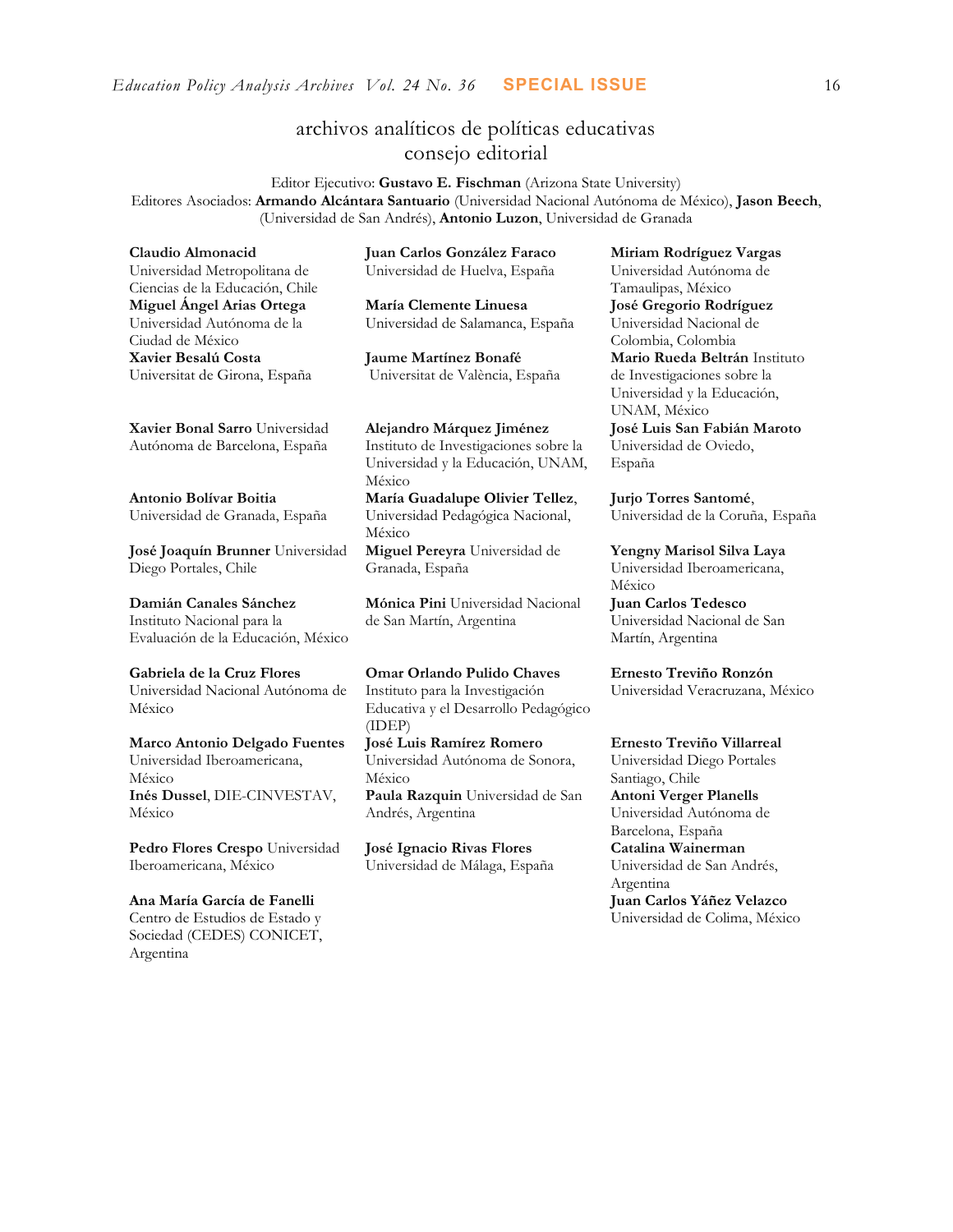# archivos analíticos de políticas educativas
## consejo editorial

Editor Ejecutivo: **Gustavo E. Fischman** (Arizona State University)
Editores Asociados: **Armando Alcántara Santuario** (Universidad Nacional Autónoma de México), **Jason Beech**, (Universidad de San Andrés), **Antonio Luzon**, Universidad de Granada

**Claudio Almonacid** Universidad Metropolitana de Ciencias de la Educación, Chile

**Miguel Ángel Arias Ortega** Universidad Autónoma de la Ciudad de México

**Xavier Besalú Costa** Universitat de Girona, España

**Xavier Bonal Sarro** Universidad Autónoma de Barcelona, España

**Antonio Bolívar Boitia** Universidad de Granada, España

**José Joaquín Brunner** Universidad Diego Portales, Chile

**Damián Canales Sánchez** Instituto Nacional para la Evaluación de la Educación, México

**Gabriela de la Cruz Flores** Universidad Nacional Autónoma de México

**Marco Antonio Delgado Fuentes** Universidad Iberoamericana, México

**Inés Dussel**, DIE-CINVESTAV, México

**Pedro Flores Crespo** Universidad Iberoamericana, México

**Ana María García de Fanelli** Centro de Estudios de Estado y Sociedad (CEDES) CONICET, Argentina

**Juan Carlos González Faraco** Universidad de Huelva, España

**María Clemente Linuesa** Universidad de Salamanca, España

**Jaume Martínez Bonafé** Universitat de València, España

**Alejandro Márquez Jiménez** Instituto de Investigaciones sobre la Universidad y la Educación, UNAM, México

**María Guadalupe Olivier Tellez**, Universidad Pedagógica Nacional, México

**Miguel Pereyra** Universidad de Granada, España

**Mónica Pini** Universidad Nacional de San Martín, Argentina

**Omar Orlando Pulido Chaves** Instituto para la Investigación Educativa y el Desarrollo Pedagógico (IDEP)

**José Luis Ramírez Romero** Universidad Autónoma de Sonora, México

**Paula Razquin** Universidad de San Andrés, Argentina

**José Ignacio Rivas Flores** Universidad de Málaga, España

**Miriam Rodríguez Vargas** Universidad Autónoma de Tamaulipas, México

**José Gregorio Rodríguez** Universidad Nacional de Colombia, Colombia

**Mario Rueda Beltrán** Instituto de Investigaciones sobre la Universidad y la Educación, UNAM, México

**José Luis San Fabián Maroto** Universidad de Oviedo, España

**Jurjo Torres Santomé**, Universidad de la Coruña, España

**Yengny Marisol Silva Laya** Universidad Iberoamericana, México

**Juan Carlos Tedesco** Universidad Nacional de San Martín, Argentina

**Ernesto Treviño Ronzón** Universidad Veracruzana, México

**Ernesto Treviño Villarreal** Universidad Diego Portales Santiago, Chile

**Antoni Verger Planells** Universidad Autónoma de Barcelona, España

**Catalina Wainerman** Universidad de San Andrés, Argentina

**Juan Carlos Yáñez Velazco** Universidad de Colima, México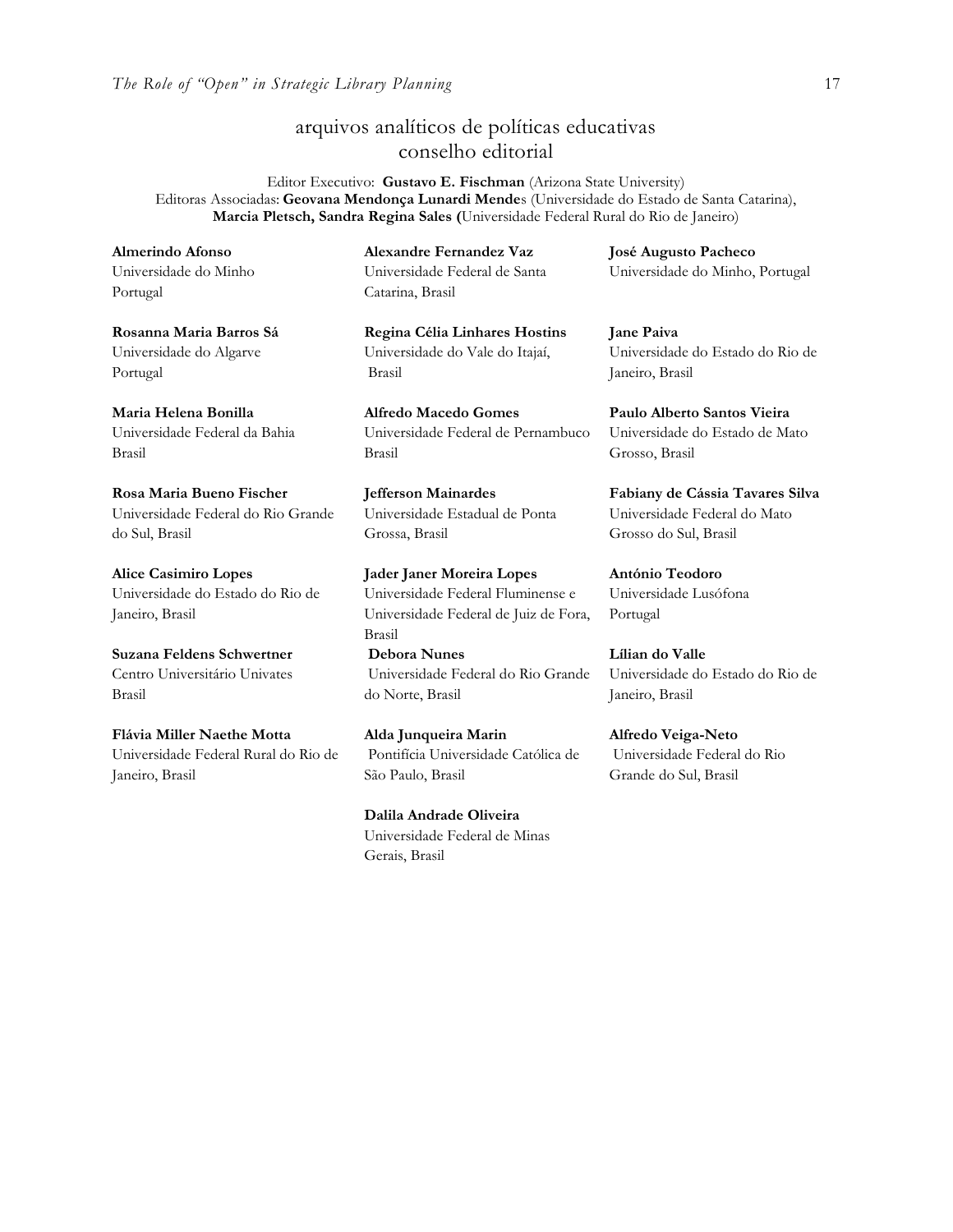## arquivos analíticos de políticas educativas
## conselho editorial

Editor Executivo: **Gustavo E. Fischman** (Arizona State University)
Editoras Associadas: **Geovana Mendonça Lunardi Mende**s (Universidade do Estado de Santa Catarina), **Marcia Pletsch, Sandra Regina Sales (**Universidade Federal Rural do Rio de Janeiro)

**Almerindo Afonso**
Universidade do Minho
Portugal

**Rosanna Maria Barros Sá**
Universidade do Algarve
Portugal

**Maria Helena Bonilla**
Universidade Federal da Bahia
Brasil

**Rosa Maria Bueno Fischer**
Universidade Federal do Rio Grande do Sul, Brasil

**Alice Casimiro Lopes**
Universidade do Estado do Rio de Janeiro, Brasil

**Suzana Feldens Schwertner**
Centro Universitário Univates
Brasil

**Flávia Miller Naethe Motta**
Universidade Federal Rural do Rio de Janeiro, Brasil

**Alexandre Fernandez Vaz**
Universidade Federal de Santa Catarina, Brasil

**Regina Célia Linhares Hostins**
Universidade do Vale do Itajaí, Brasil

**Alfredo Macedo Gomes**
Universidade Federal de Pernambuco
Brasil

**Jefferson Mainardes**
Universidade Estadual de Ponta Grossa, Brasil

**Jader Janer Moreira Lopes**
Universidade Federal Fluminense e Universidade Federal de Juiz de Fora, Brasil

**Debora Nunes**
Universidade Federal do Rio Grande do Norte, Brasil

**Alda Junqueira Marin**
Pontifícia Universidade Católica de São Paulo, Brasil

**Dalila Andrade Oliveira**
Universidade Federal de Minas Gerais, Brasil

**José Augusto Pacheco**
Universidade do Minho, Portugal

**Jane Paiva**
Universidade do Estado do Rio de Janeiro, Brasil

**Paulo Alberto Santos Vieira**
Universidade do Estado de Mato Grosso, Brasil

**Fabiany de Cássia Tavares Silva**
Universidade Federal do Mato Grosso do Sul, Brasil

**António Teodoro**
Universidade Lusófona
Portugal

**Lílian do Valle**
Universidade do Estado do Rio de Janeiro, Brasil

**Alfredo Veiga-Neto**
Universidade Federal do Rio Grande do Sul, Brasil